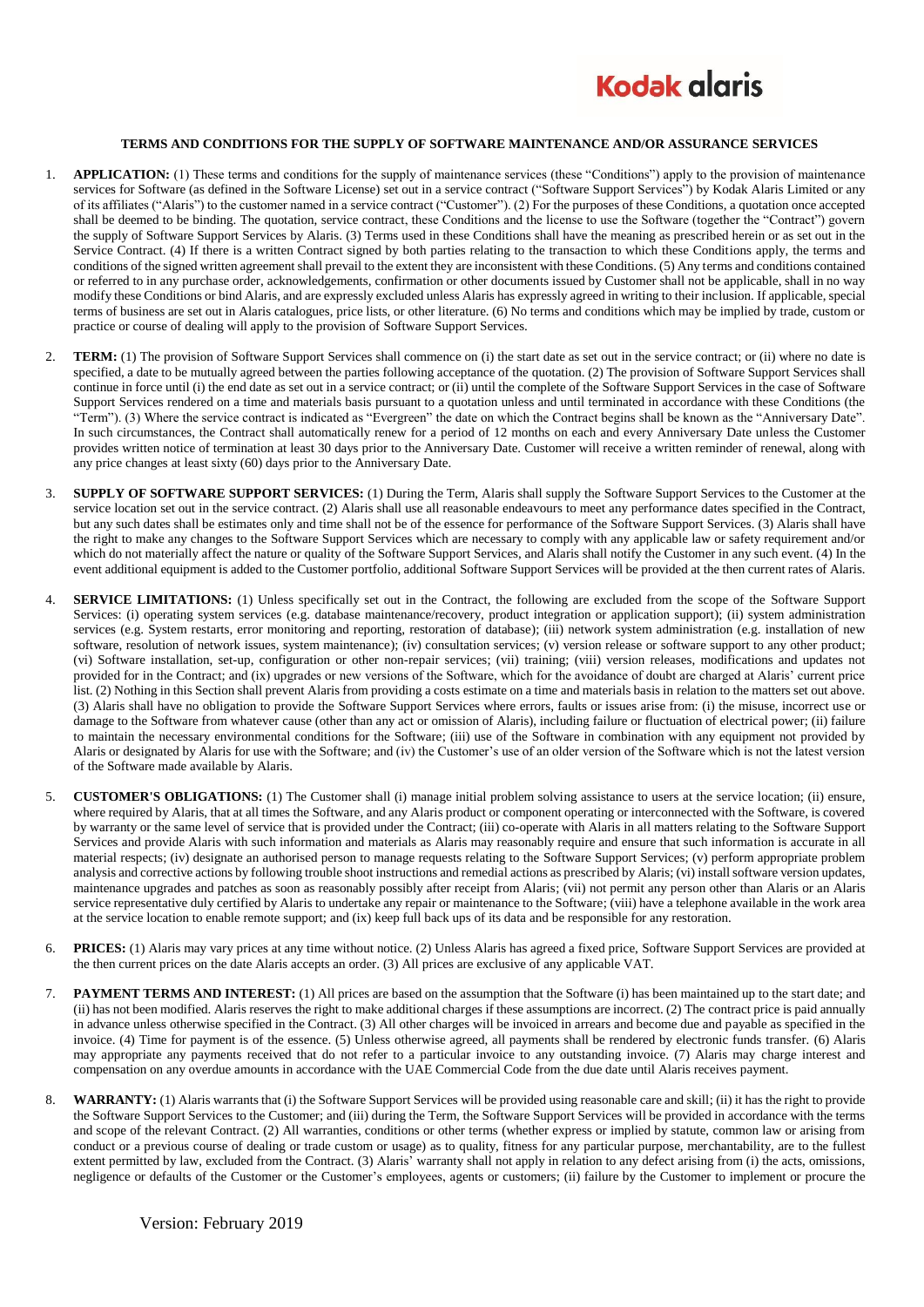# TERMS AND CONDITIONS FOR THE SUPPLY OF SOFTWARE MAINTENANCE AND/OR ASSURANCE SERVICES

1. **APPLICATION:** (1) These terms and conditions for the supply of maintenance services (these "Conditions") apply to the provision of maintenance services for Software (as defined in the Software License) set out in a service contract ("Software Support Services") by Kodak Alaris Limited or any of its affiliates ("Alaris") to the customer named in a service contract ("Customer"). (2) For the purposes of these Conditions, a quotation once accepted shall be deemed to be binding. The quotation, service contract, these Conditions and the license to use the Software (together the "Contract") govern the supply of Software Support Services by Alaris. (3) Terms used in these Conditions shall have the meaning as prescribed herein or as set out in the Service Contract. (4) If there is a written Contract signed by both parties relating to the transaction to which these Conditions apply, the terms and conditions of the signed written agreement shall prevail to the extent they are inconsistent with these Conditions. (5) Any terms and conditions contained or referred to in any purchase order, acknowledgements, confirmation or other documents issued by Customer shall not be applicable, shall in no way modify these Conditions or bind Alaris, and are expressly excluded unless Alaris has expressly agreed in writing to their inclusion. If applicable, special terms of business are set out in Alaris catalogues, price lists, or other literature. (6) No terms and conditions which may be implied by trade, custom or practice or course of dealing will apply to the provision of Software Support Services.

2. **TERM:** (1) The provision of Software Support Services shall commence on (i) the start date as set out in the service contract; or (ii) where no date is specified, a date to be mutually agreed between the parties following acceptance of the quotation. (2) The provision of Software Support Services shall continue in force until (i) the end date as set out in a service contract; or (ii) until the complete of the Software Support Services in the case of Software Support Services rendered on a time and materials basis pursuant to a quotation unless and until terminated in accordance with these Conditions (the "Term"). (3) Where the service contract is indicated as "Evergreen" the date on which the Contract begins shall be known as the "Anniversary Date". In such circumstances, the Contract shall automatically renew for a period of 12 months on each and every Anniversary Date unless the Customer provides written notice of termination at least 30 days prior to the Anniversary Date. Customer will receive a written reminder of renewal, along with any price changes at least sixty (60) days prior to the Anniversary Date.

3. **SUPPLY OF SOFTWARE SUPPORT SERVICES:** (1) During the Term, Alaris shall supply the Software Support Services to the Customer at the service location set out in the service contract. (2) Alaris shall use all reasonable endeavours to meet any performance dates specified in the Contract, but any such dates shall be estimates only and time shall not be of the essence for performance of the Software Support Services. (3) Alaris shall have the right to make any changes to the Software Support Services which are necessary to comply with any applicable law or safety requirement and/or which do not materially affect the nature or quality of the Software Support Services, and Alaris shall notify the Customer in any such event. (4) In the event additional equipment is added to the Customer portfolio, additional Software Support Services will be provided at the then current rates of Alaris.

4. **SERVICE LIMITATIONS:** (1) Unless specifically set out in the Contract, the following are excluded from the scope of the Software Support Services: (i) operating system services (e.g. database maintenance/recovery, product integration or application support); (ii) system administration services (e.g. System restarts, error monitoring and reporting, restoration of database); (iii) network system administration (e.g. installation of new software, resolution of network issues, system maintenance); (iv) consultation services; (v) version release or software support to any other product; (vi) Software installation, set-up, configuration or other non-repair services; (vii) training; (viii) version releases, modifications and updates not provided for in the Contract; and (ix) upgrades or new versions of the Software, which for the avoidance of doubt are charged at Alaris' current price list. (2) Nothing in this Section shall prevent Alaris from providing a costs estimate on a time and materials basis in relation to the matters set out above. (3) Alaris shall have no obligation to provide the Software Support Services where errors, faults or issues arise from: (i) the misuse, incorrect use or damage to the Software from whatever cause (other than any act or omission of Alaris), including failure or fluctuation of electrical power; (ii) failure to maintain the necessary environmental conditions for the Software; (iii) use of the Software in combination with any equipment not provided by Alaris or designated by Alaris for use with the Software; and (iv) the Customer's use of an older version of the Software which is not the latest version of the Software made available by Alaris.

5. **CUSTOMER'S OBLIGATIONS:** (1) The Customer shall (i) manage initial problem solving assistance to users at the service location; (ii) ensure, where required by Alaris, that at all times the Software, and any Alaris product or component operating or interconnected with the Software, is covered by warranty or the same level of service that is provided under the Contract; (iii) co-operate with Alaris in all matters relating to the Software Support Services and provide Alaris with such information and materials as Alaris may reasonably require and ensure that such information is accurate in all material respects; (iv) designate an authorised person to manage requests relating to the Software Support Services; (v) perform appropriate problem analysis and corrective actions by following trouble shoot instructions and remedial actions as prescribed by Alaris; (vi) install software version updates, maintenance upgrades and patches as soon as reasonably possibly after receipt from Alaris; (vii) not permit any person other than Alaris or an Alaris service representative duly certified by Alaris to undertake any repair or maintenance to the Software; (viii) have a telephone available in the work area at the service location to enable remote support; and (ix) keep full back ups of its data and be responsible for any restoration.

6. **PRICES:** (1) Alaris may vary prices at any time without notice. (2) Unless Alaris has agreed a fixed price, Software Support Services are provided at the then current prices on the date Alaris accepts an order. (3) All prices are exclusive of any applicable VAT.

7. **PAYMENT TERMS AND INTEREST:** (1) All prices are based on the assumption that the Software (i) has been maintained up to the start date; and (ii) has not been modified. Alaris reserves the right to make additional charges if these assumptions are incorrect. (2) The contract price is paid annually in advance unless otherwise specified in the Contract. (3) All other charges will be invoiced in arrears and become due and payable as specified in the invoice. (4) Time for payment is of the essence. (5) Unless otherwise agreed, all payments shall be rendered by electronic funds transfer. (6) Alaris may appropriate any payments received that do not refer to a particular invoice to any outstanding invoice. (7) Alaris may charge interest and compensation on any overdue amounts in accordance with the UAE Commercial Code from the due date until Alaris receives payment.

8. **WARRANTY:** (1) Alaris warrants that (i) the Software Support Services will be provided using reasonable care and skill; (ii) it has the right to provide the Software Support Services to the Customer; and (iii) during the Term, the Software Support Services will be provided in accordance with the terms and scope of the relevant Contract. (2) All warranties, conditions or other terms (whether express or implied by statute, common law or arising from conduct or a previous course of dealing or trade custom or usage) as to quality, fitness for any particular purpose, merchantability, are to the fullest extent permitted by law, excluded from the Contract. (3) Alaris' warranty shall not apply in relation to any defect arising from (i) the acts, omissions, negligence or defaults of the Customer or the Customer's employees, agents or customers; (ii) failure by the Customer to implement or procure the

Version: February 2019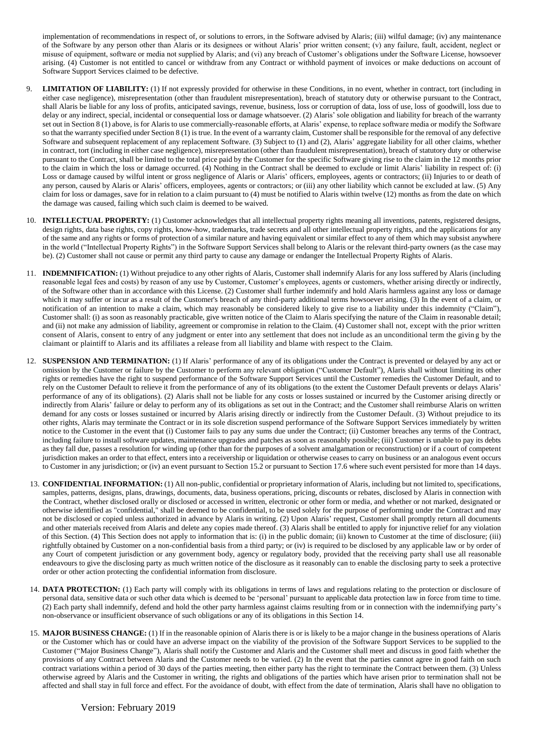implementation of recommendations in respect of, or solutions to errors, in the Software advised by Alaris; (iii) wilful damage; (iv) any maintenance of the Software by any person other than Alaris or its designees or without Alaris' prior written consent; (v) any failure, fault, accident, neglect or misuse of equipment, software or media not supplied by Alaris; and (vi) any breach of Customer's obligations under the Software License, howsoever arising. (4) Customer is not entitled to cancel or withdraw from any Contract or withhold payment of invoices or make deductions on account of Software Support Services claimed to be defective.

9. **LIMITATION OF LIABILITY:** (1) If not expressly provided for otherwise in these Conditions, in no event, whether in contract, tort (including in either case negligence), misrepresentation (other than fraudulent misrepresentation), breach of statutory duty or otherwise pursuant to the Contract, shall Alaris be liable for any loss of profits, anticipated savings, revenue, business, loss or corruption of data, loss of use, loss of goodwill, loss due to delay or any indirect, special, incidental or consequential loss or damage whatsoever. (2) Alaris' sole obligation and liability for breach of the warranty set out in Section 8 (1) above, is for Alaris to use commercially-reasonable efforts, at Alaris' expense, to replace software media or modify the Software so that the warranty specified under Section 8 (1) is true. In the event of a warranty claim, Customer shall be responsible for the removal of any defective Software and subsequent replacement of any replacement Software. (3) Subject to (1) and (2), Alaris' aggregate liability for all other claims, whether in contract, tort (including in either case negligence), misrepresentation (other than fraudulent misrepresentation), breach of statutory duty or otherwise pursuant to the Contract, shall be limited to the total price paid by the Customer for the specific Software giving rise to the claim in the 12 months prior to the claim in which the loss or damage occurred. (4) Nothing in the Contract shall be deemed to exclude or limit Alaris' liability in respect of: (i) Loss or damage caused by wilful intent or gross negligence of Alaris or Alaris' officers, employees, agents or contractors; (ii) Injuries to or death of any person, caused by Alaris or Alaris' officers, employees, agents or contractors; or (iii) any other liability which cannot be excluded at law. (5) Any claim for loss or damages, save for in relation to a claim pursuant to (4) must be notified to Alaris within twelve (12) months as from the date on which the damage was caused, failing which such claim is deemed to be waived.

10. **INTELLECTUAL PROPERTY:** (1) Customer acknowledges that all intellectual property rights meaning all inventions, patents, registered designs, design rights, data base rights, copy rights, know-how, trademarks, trade secrets and all other intellectual property rights, and the applications for any of the same and any rights or forms of protection of a similar nature and having equivalent or similar effect to any of them which may subsist anywhere in the world ("Intellectual Property Rights") in the Software Support Services shall belong to Alaris or the relevant third-party owners (as the case may be). (2) Customer shall not cause or permit any third party to cause any damage or endanger the Intellectual Property Rights of Alaris.

11. **INDEMNIFICATION:** (1) Without prejudice to any other rights of Alaris, Customer shall indemnify Alaris for any loss suffered by Alaris (including reasonable legal fees and costs) by reason of any use by Customer, Customer's employees, agents or customers, whether arising directly or indirectly, of the Software other than in accordance with this License. (2) Customer shall further indemnify and hold Alaris harmless against any loss or damage which it may suffer or incur as a result of the Customer's breach of any third-party additional terms howsoever arising. (3) In the event of a claim, or notification of an intention to make a claim, which may reasonably be considered likely to give rise to a liability under this indemnity ("Claim"), Customer shall: (i) as soon as reasonably practicable, give written notice of the Claim to Alaris specifying the nature of the Claim in reasonable detail; and (ii) not make any admission of liability, agreement or compromise in relation to the Claim. (4) Customer shall not, except with the prior written consent of Alaris, consent to entry of any judgment or enter into any settlement that does not include as an unconditional term the giving by the claimant or plaintiff to Alaris and its affiliates a release from all liability and blame with respect to the Claim.

12. **SUSPENSION AND TERMINATION:** (1) If Alaris' performance of any of its obligations under the Contract is prevented or delayed by any act or omission by the Customer or failure by the Customer to perform any relevant obligation ("Customer Default"), Alaris shall without limiting its other rights or remedies have the right to suspend performance of the Software Support Services until the Customer remedies the Customer Default, and to rely on the Customer Default to relieve it from the performance of any of its obligations (to the extent the Customer Default prevents or delays Alaris' performance of any of its obligations). (2) Alaris shall not be liable for any costs or losses sustained or incurred by the Customer arising directly or indirectly from Alaris' failure or delay to perform any of its obligations as set out in the Contract; and the Customer shall reimburse Alaris on written demand for any costs or losses sustained or incurred by Alaris arising directly or indirectly from the Customer Default. (3) Without prejudice to its other rights, Alaris may terminate the Contract or in its sole discretion suspend performance of the Software Support Services immediately by written notice to the Customer in the event that (i) Customer fails to pay any sums due under the Contract; (ii) Customer breaches any terms of the Contract, including failure to install software updates, maintenance upgrades and patches as soon as reasonably possible; (iii) Customer is unable to pay its debts as they fall due, passes a resolution for winding up (other than for the purposes of a solvent amalgamation or reconstruction) or if a court of competent jurisdiction makes an order to that effect, enters into a receivership or liquidation or otherwise ceases to carry on business or an analogous event occurs to Customer in any jurisdiction; or (iv) an event pursuant to Section 15.2 or pursuant to Section 17.6 where such event persisted for more than 14 days.

13. **CONFIDENTIAL INFORMATION:** (1) All non-public, confidential or proprietary information of Alaris, including but not limited to, specifications, samples, patterns, designs, plans, drawings, documents, data, business operations, pricing, discounts or rebates, disclosed by Alaris in connection with the Contract, whether disclosed orally or disclosed or accessed in written, electronic or other form or media, and whether or not marked, designated or otherwise identified as "confidential," shall be deemed to be confidential, to be used solely for the purpose of performing under the Contract and may not be disclosed or copied unless authorized in advance by Alaris in writing. (2) Upon Alaris' request, Customer shall promptly return all documents and other materials received from Alaris and delete any copies made thereof. (3) Alaris shall be entitled to apply for injunctive relief for any violation of this Section. (4) This Section does not apply to information that is: (i) in the public domain; (ii) known to Customer at the time of disclosure; (iii) rightfully obtained by Customer on a non-confidential basis from a third party; or (iv) is required to be disclosed by any applicable law or by order of any Court of competent jurisdiction or any government body, agency or regulatory body, provided that the receiving party shall use all reasonable endeavours to give the disclosing party as much written notice of the disclosure as it reasonably can to enable the disclosing party to seek a protective order or other action protecting the confidential information from disclosure.

14. **DATA PROTECTION:** (1) Each party will comply with its obligations in terms of laws and regulations relating to the protection or disclosure of personal data, sensitive data or such other data which is deemed to be 'personal' pursuant to applicable data protection law in force from time to time. (2) Each party shall indemnify, defend and hold the other party harmless against claims resulting from or in connection with the indemnifying party's non-observance or insufficient observance of such obligations or any of its obligations in this Section 14.

15. **MAJOR BUSINESS CHANGE:** (1) If in the reasonable opinion of Alaris there is or is likely to be a major change in the business operations of Alaris or the Customer which has or could have an adverse impact on the viability of the provision of the Software Support Services to be supplied to the Customer ("Major Business Change"), Alaris shall notify the Customer and Alaris and the Customer shall meet and discuss in good faith whether the provisions of any Contract between Alaris and the Customer needs to be varied. (2) In the event that the parties cannot agree in good faith on such contract variations within a period of 30 days of the parties meeting, then either party has the right to terminate the Contract between them. (3) Unless otherwise agreed by Alaris and the Customer in writing, the rights and obligations of the parties which have arisen prior to termination shall not be affected and shall stay in full force and effect. For the avoidance of doubt, with effect from the date of termination, Alaris shall have no obligation to

Version: February 2019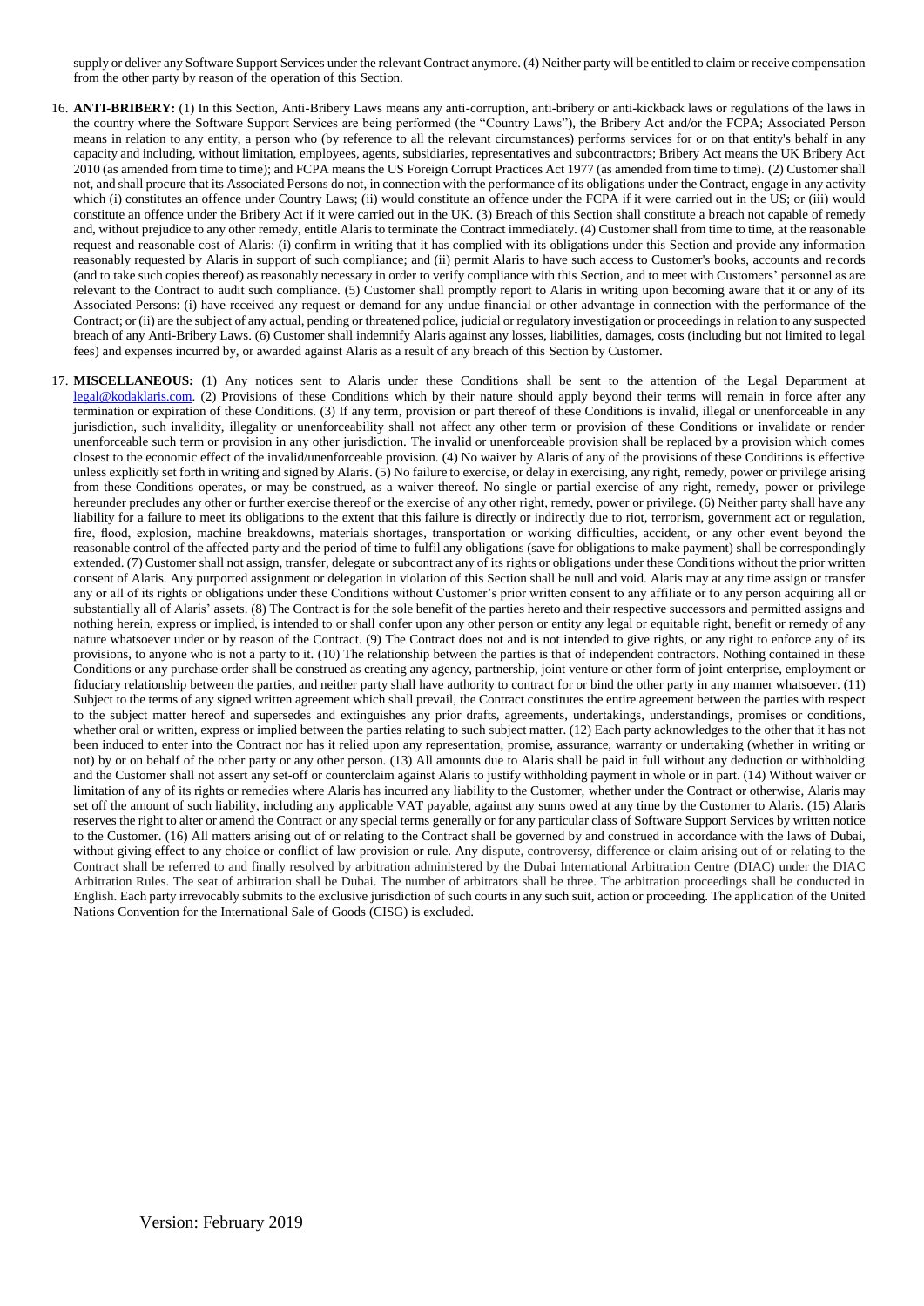supply or deliver any Software Support Services under the relevant Contract anymore. (4) Neither party will be entitled to claim or receive compensation from the other party by reason of the operation of this Section.

16. **ANTI-BRIBERY:** (1) In this Section, Anti-Bribery Laws means any anti-corruption, anti-bribery or anti-kickback laws or regulations of the laws in the country where the Software Support Services are being performed (the "Country Laws"), the Bribery Act and/or the FCPA; Associated Person means in relation to any entity, a person who (by reference to all the relevant circumstances) performs services for or on that entity's behalf in any capacity and including, without limitation, employees, agents, subsidiaries, representatives and subcontractors; Bribery Act means the UK Bribery Act 2010 (as amended from time to time); and FCPA means the US Foreign Corrupt Practices Act 1977 (as amended from time to time). (2) Customer shall not, and shall procure that its Associated Persons do not, in connection with the performance of its obligations under the Contract, engage in any activity which (i) constitutes an offence under Country Laws; (ii) would constitute an offence under the FCPA if it were carried out in the US; or (iii) would constitute an offence under the Bribery Act if it were carried out in the UK. (3) Breach of this Section shall constitute a breach not capable of remedy and, without prejudice to any other remedy, entitle Alaris to terminate the Contract immediately. (4) Customer shall from time to time, at the reasonable request and reasonable cost of Alaris: (i) confirm in writing that it has complied with its obligations under this Section and provide any information reasonably requested by Alaris in support of such compliance; and (ii) permit Alaris to have such access to Customer's books, accounts and records (and to take such copies thereof) as reasonably necessary in order to verify compliance with this Section, and to meet with Customers' personnel as are relevant to the Contract to audit such compliance. (5) Customer shall promptly report to Alaris in writing upon becoming aware that it or any of its Associated Persons: (i) have received any request or demand for any undue financial or other advantage in connection with the performance of the Contract; or (ii) are the subject of any actual, pending or threatened police, judicial or regulatory investigation or proceedings in relation to any suspected breach of any Anti-Bribery Laws. (6) Customer shall indemnify Alaris against any losses, liabilities, damages, costs (including but not limited to legal fees) and expenses incurred by, or awarded against Alaris as a result of any breach of this Section by Customer.

17. **MISCELLANEOUS:** (1) Any notices sent to Alaris under these Conditions shall be sent to the attention of the Legal Department at legal@kodaklaris.com. (2) Provisions of these Conditions which by their nature should apply beyond their terms will remain in force after any termination or expiration of these Conditions. (3) If any term, provision or part thereof of these Conditions is invalid, illegal or unenforceable in any jurisdiction, such invalidity, illegality or unenforceability shall not affect any other term or provision of these Conditions or invalidate or render unenforceable such term or provision in any other jurisdiction. The invalid or unenforceable provision shall be replaced by a provision which comes closest to the economic effect of the invalid/unenforceable provision. (4) No waiver by Alaris of any of the provisions of these Conditions is effective unless explicitly set forth in writing and signed by Alaris. (5) No failure to exercise, or delay in exercising, any right, remedy, power or privilege arising from these Conditions operates, or may be construed, as a waiver thereof. No single or partial exercise of any right, remedy, power or privilege hereunder precludes any other or further exercise thereof or the exercise of any other right, remedy, power or privilege. (6) Neither party shall have any liability for a failure to meet its obligations to the extent that this failure is directly or indirectly due to riot, terrorism, government act or regulation, fire, flood, explosion, machine breakdowns, materials shortages, transportation or working difficulties, accident, or any other event beyond the reasonable control of the affected party and the period of time to fulfil any obligations (save for obligations to make payment) shall be correspondingly extended. (7) Customer shall not assign, transfer, delegate or subcontract any of its rights or obligations under these Conditions without the prior written consent of Alaris. Any purported assignment or delegation in violation of this Section shall be null and void. Alaris may at any time assign or transfer any or all of its rights or obligations under these Conditions without Customer's prior written consent to any affiliate or to any person acquiring all or substantially all of Alaris' assets. (8) The Contract is for the sole benefit of the parties hereto and their respective successors and permitted assigns and nothing herein, express or implied, is intended to or shall confer upon any other person or entity any legal or equitable right, benefit or remedy of any nature whatsoever under or by reason of the Contract. (9) The Contract does not and is not intended to give rights, or any right to enforce any of its provisions, to anyone who is not a party to it. (10) The relationship between the parties is that of independent contractors. Nothing contained in these Conditions or any purchase order shall be construed as creating any agency, partnership, joint venture or other form of joint enterprise, employment or fiduciary relationship between the parties, and neither party shall have authority to contract for or bind the other party in any manner whatsoever. (11) Subject to the terms of any signed written agreement which shall prevail, the Contract constitutes the entire agreement between the parties with respect to the subject matter hereof and supersedes and extinguishes any prior drafts, agreements, undertakings, understandings, promises or conditions, whether oral or written, express or implied between the parties relating to such subject matter. (12) Each party acknowledges to the other that it has not been induced to enter into the Contract nor has it relied upon any representation, promise, assurance, warranty or undertaking (whether in writing or not) by or on behalf of the other party or any other person. (13) All amounts due to Alaris shall be paid in full without any deduction or withholding and the Customer shall not assert any set-off or counterclaim against Alaris to justify withholding payment in whole or in part. (14) Without waiver or limitation of any of its rights or remedies where Alaris has incurred any liability to the Customer, whether under the Contract or otherwise, Alaris may set off the amount of such liability, including any applicable VAT payable, against any sums owed at any time by the Customer to Alaris. (15) Alaris reserves the right to alter or amend the Contract or any special terms generally or for any particular class of Software Support Services by written notice to the Customer. (16) All matters arising out of or relating to the Contract shall be governed by and construed in accordance with the laws of Dubai, without giving effect to any choice or conflict of law provision or rule. Any dispute, controversy, difference or claim arising out of or relating to the Contract shall be referred to and finally resolved by arbitration administered by the Dubai International Arbitration Centre (DIAC) under the DIAC Arbitration Rules. The seat of arbitration shall be Dubai. The number of arbitrators shall be three. The arbitration proceedings shall be conducted in English. Each party irrevocably submits to the exclusive jurisdiction of such courts in any such suit, action or proceeding. The application of the United Nations Convention for the International Sale of Goods (CISG) is excluded.

Version: February 2019